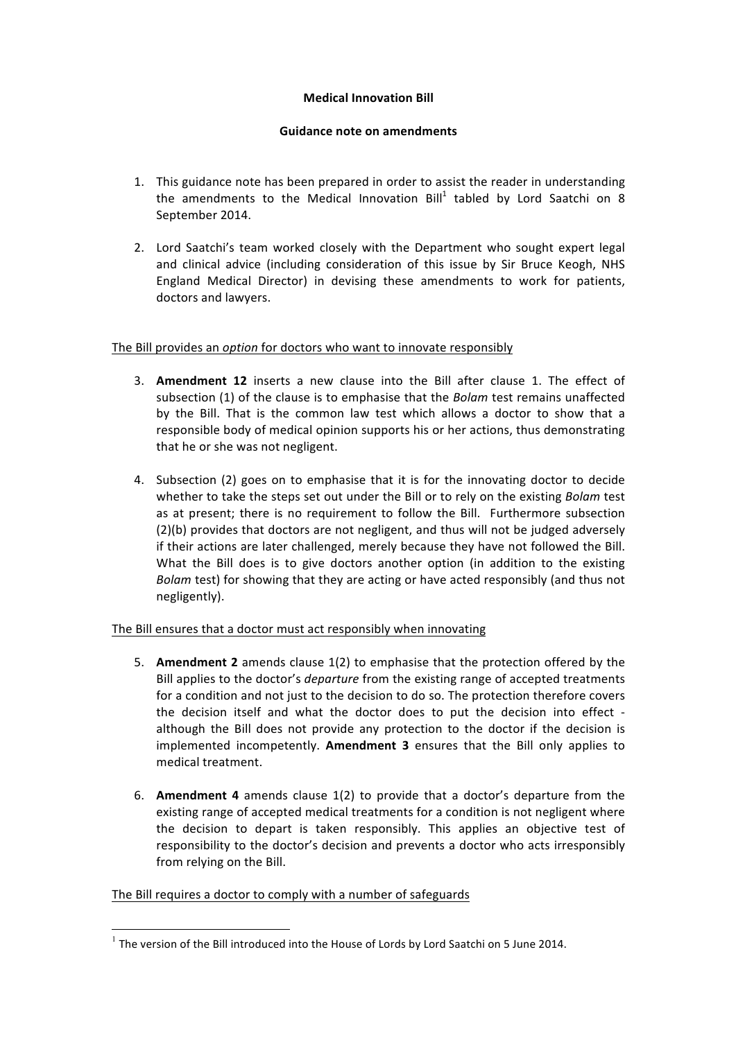**Medical Innovation Bill**

**Guidance note on amendments**

1. This guidance note has been prepared in order to assist the reader in understanding the amendments to the Medical Innovation Bill[1] tabled by Lord Saatchi on 8 September 2014.

2. Lord Saatchi's team worked closely with the Department who sought expert legal and clinical advice (including consideration of this issue by Sir Bruce Keogh, NHS England Medical Director) in devising these amendments to work for patients, doctors and lawyers.

<u>The Bill provides an *option* for doctors who want to innovate responsibly</u>

3. **Amendment 12** inserts a new clause into the Bill after clause 1. The effect of subsection (1) of the clause is to emphasise that the *Bolam* test remains unaffected by the Bill. That is the common law test which allows a doctor to show that a responsible body of medical opinion supports his or her actions, thus demonstrating that he or she was not negligent.

4. Subsection (2) goes on to emphasise that it is for the innovating doctor to decide whether to take the steps set out under the Bill or to rely on the existing *Bolam* test as at present; there is no requirement to follow the Bill. Furthermore subsection (2)(b) provides that doctors are not negligent, and thus will not be judged adversely if their actions are later challenged, merely because they have not followed the Bill. What the Bill does is to give doctors another option (in addition to the existing *Bolam* test) for showing that they are acting or have acted responsibly (and thus not negligently).

<u>The Bill ensures that a doctor must act responsibly when innovating</u>

5. **Amendment 2** amends clause 1(2) to emphasise that the protection offered by the Bill applies to the doctor's *departure* from the existing range of accepted treatments for a condition and not just to the decision to do so. The protection therefore covers the decision itself and what the doctor does to put the decision into effect - although the Bill does not provide any protection to the doctor if the decision is implemented incompetently. **Amendment 3** ensures that the Bill only applies to medical treatment.

6. **Amendment 4** amends clause 1(2) to provide that a doctor's departure from the existing range of accepted medical treatments for a condition is not negligent where the decision to depart is taken responsibly. This applies an objective test of responsibility to the doctor's decision and prevents a doctor who acts irresponsibly from relying on the Bill.

<u>The Bill requires a doctor to comply with a number of safeguards</u>

[1] The version of the Bill introduced into the House of Lords by Lord Saatchi on 5 June 2014.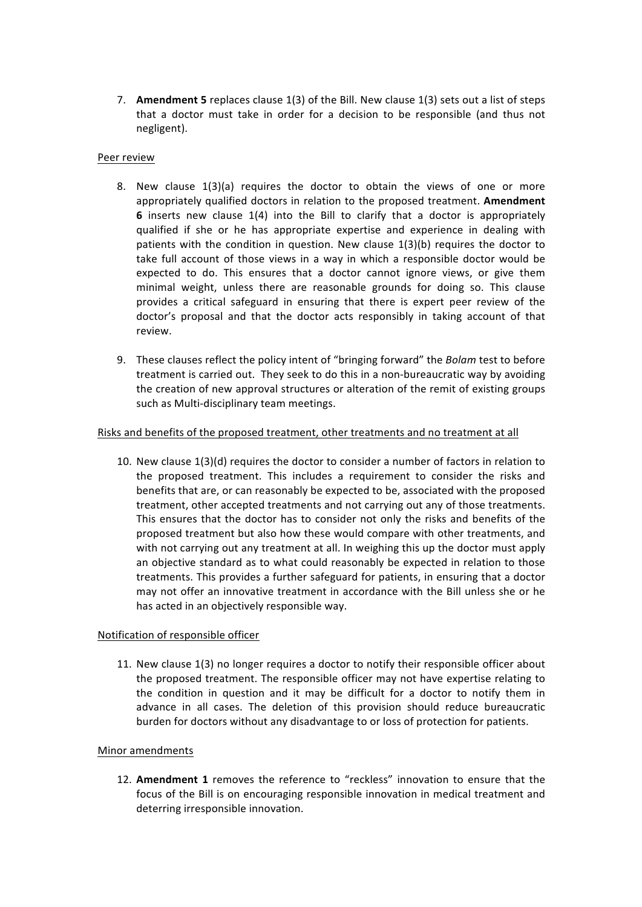7. **Amendment 5** replaces clause 1(3) of the Bill. New clause 1(3) sets out a list of steps that a doctor must take in order for a decision to be responsible (and thus not negligent).

Peer review

8. New clause 1(3)(a) requires the doctor to obtain the views of one or more appropriately qualified doctors in relation to the proposed treatment. **Amendment 6** inserts new clause 1(4) into the Bill to clarify that a doctor is appropriately qualified if she or he has appropriate expertise and experience in dealing with patients with the condition in question. New clause 1(3)(b) requires the doctor to take full account of those views in a way in which a responsible doctor would be expected to do. This ensures that a doctor cannot ignore views, or give them minimal weight, unless there are reasonable grounds for doing so. This clause provides a critical safeguard in ensuring that there is expert peer review of the doctor's proposal and that the doctor acts responsibly in taking account of that review.

9. These clauses reflect the policy intent of "bringing forward" the *Bolam* test to before treatment is carried out. They seek to do this in a non-bureaucratic way by avoiding the creation of new approval structures or alteration of the remit of existing groups such as Multi-disciplinary team meetings.

Risks and benefits of the proposed treatment, other treatments and no treatment at all

10. New clause 1(3)(d) requires the doctor to consider a number of factors in relation to the proposed treatment. This includes a requirement to consider the risks and benefits that are, or can reasonably be expected to be, associated with the proposed treatment, other accepted treatments and not carrying out any of those treatments. This ensures that the doctor has to consider not only the risks and benefits of the proposed treatment but also how these would compare with other treatments, and with not carrying out any treatment at all. In weighing this up the doctor must apply an objective standard as to what could reasonably be expected in relation to those treatments. This provides a further safeguard for patients, in ensuring that a doctor may not offer an innovative treatment in accordance with the Bill unless she or he has acted in an objectively responsible way.

Notification of responsible officer

11. New clause 1(3) no longer requires a doctor to notify their responsible officer about the proposed treatment. The responsible officer may not have expertise relating to the condition in question and it may be difficult for a doctor to notify them in advance in all cases. The deletion of this provision should reduce bureaucratic burden for doctors without any disadvantage to or loss of protection for patients.

Minor amendments

12. **Amendment 1** removes the reference to "reckless" innovation to ensure that the focus of the Bill is on encouraging responsible innovation in medical treatment and deterring irresponsible innovation.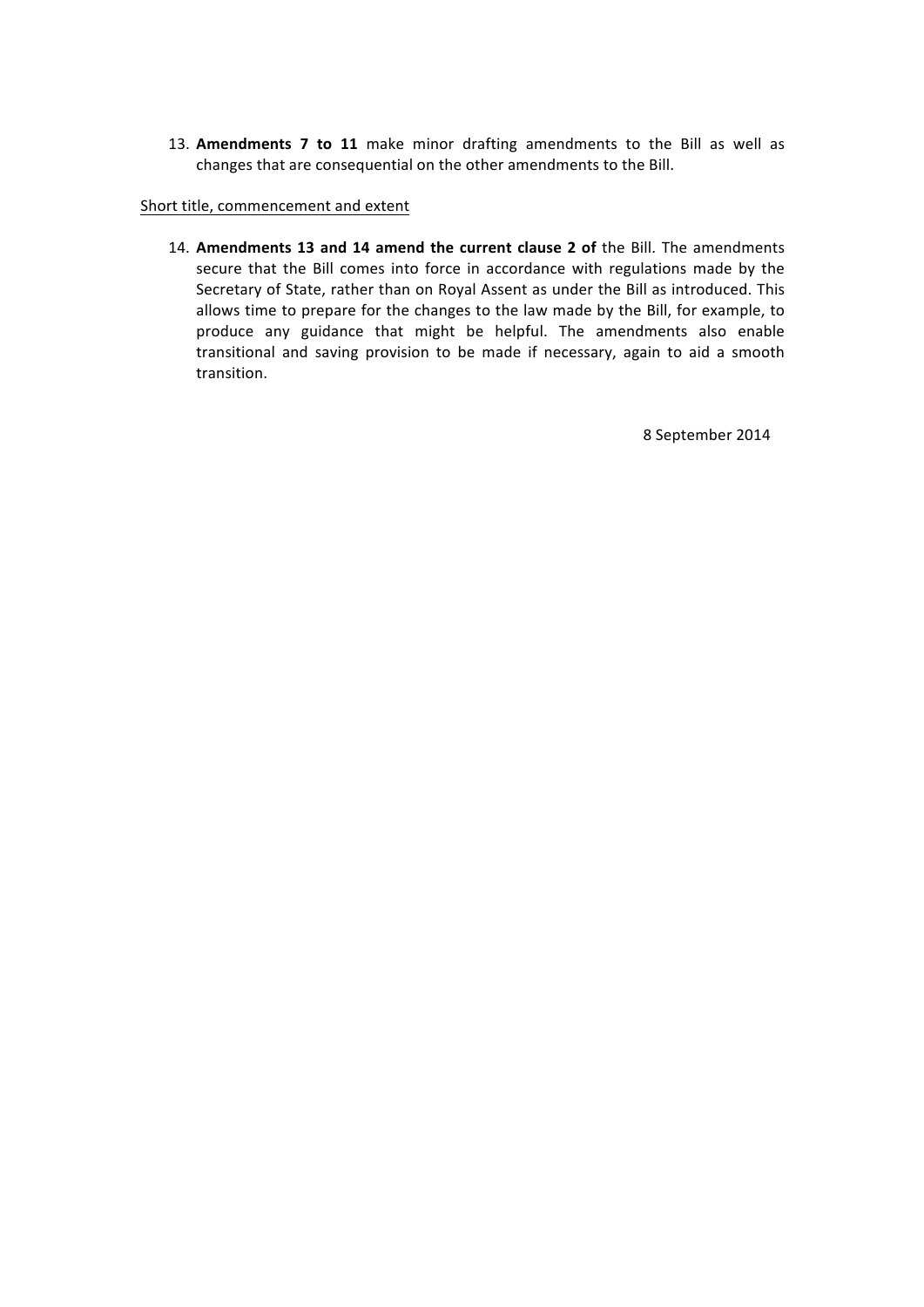13. **Amendments 7 to 11** make minor drafting amendments to the Bill as well as changes that are consequential on the other amendments to the Bill.

<u>Short title, commencement and extent</u>

14. **Amendments 13 and 14 amend the current clause 2 of** the Bill. The amendments secure that the Bill comes into force in accordance with regulations made by the Secretary of State, rather than on Royal Assent as under the Bill as introduced. This allows time to prepare for the changes to the law made by the Bill, for example, to produce any guidance that might be helpful. The amendments also enable transitional and saving provision to be made if necessary, again to aid a smooth transition.

8 September 2014